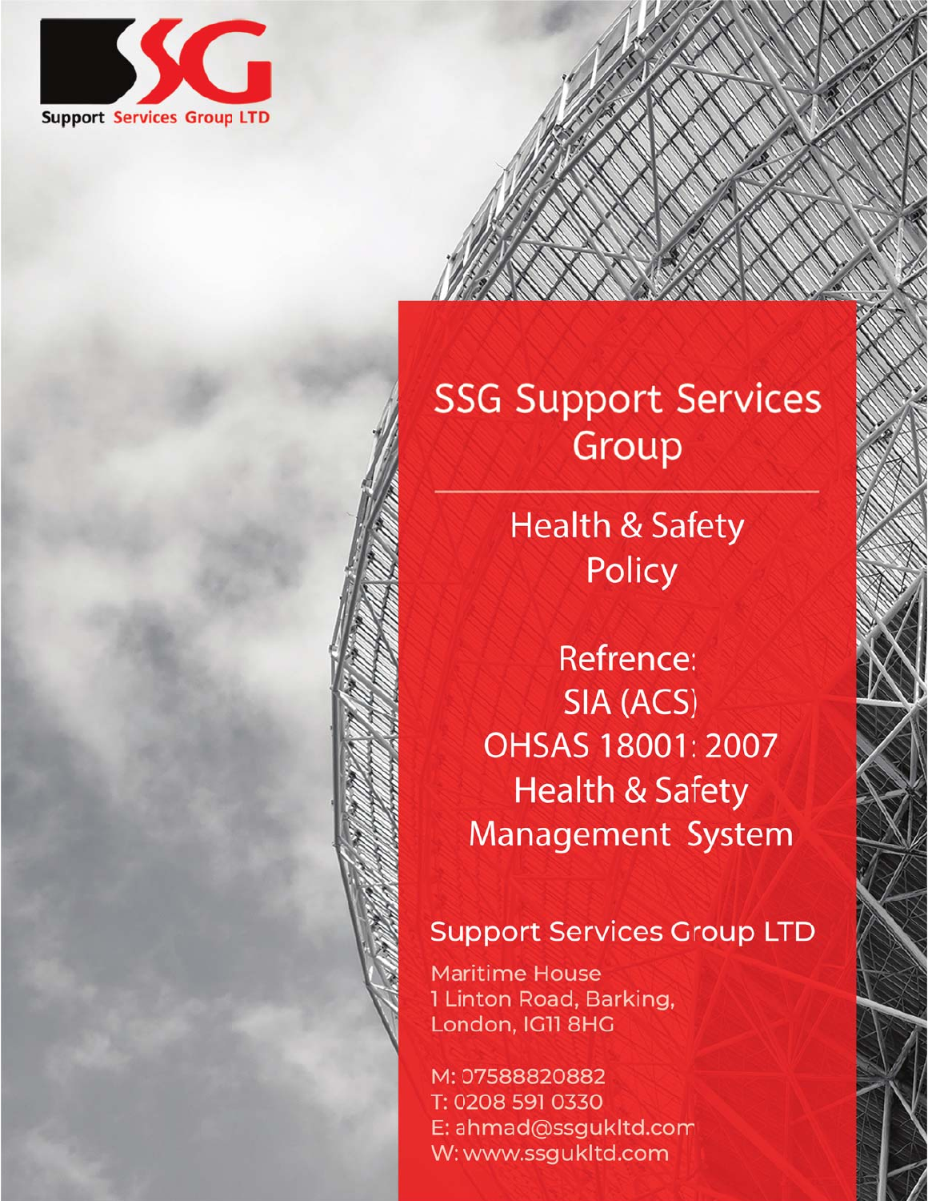SSG Support Services Group LTD

# SSG Support Services Group

## Health & Safety Policy

Refrence:
SIA (ACS)
OHSAS 18001: 2007
Health & Safety Management System

### Support Services Group LTD

Maritime House
1 Linton Road, Barking,
London, IG11 8HG

M: 07588820882
T: 0208 591 0330
E: ahmad@ssgukltd.com
W: www.ssgukltd.com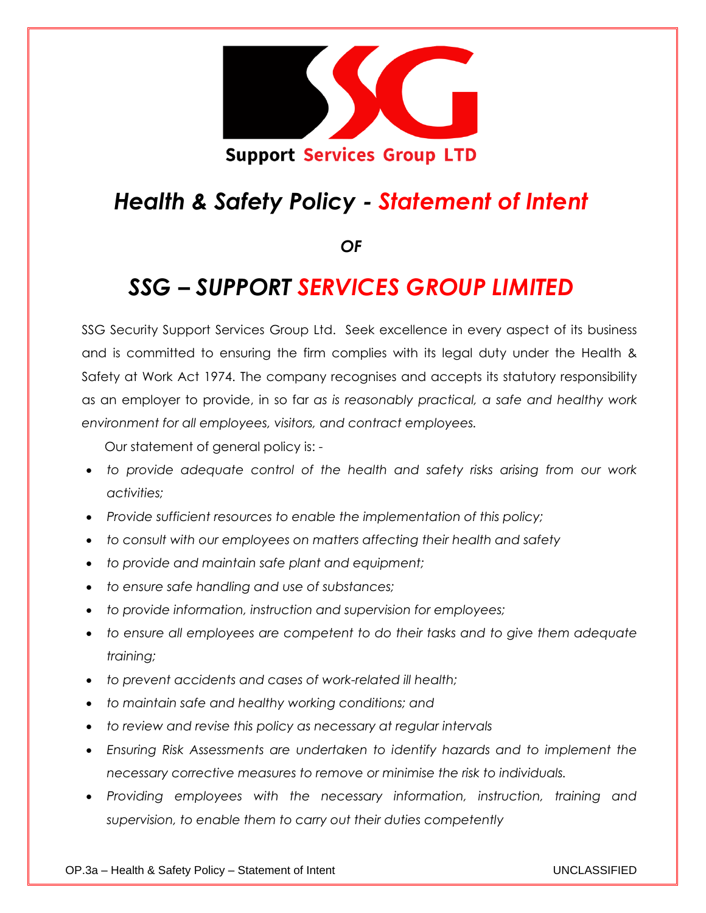Support Services Group LTD

# *Health & Safety Policy - Statement of Intent*

***OF***

# *SSG – SUPPORT SERVICES GROUP LIMITED*

SSG Security Support Services Group Ltd. Seek excellence in every aspect of its business and is committed to ensuring the firm complies with its legal duty under the Health & Safety at Work Act 1974. The company recognises and accepts its statutory responsibility as an employer to provide, in so far *as is reasonably practical, a safe and healthy work environment for all employees, visitors, and contract employees.*

Our statement of general policy is: -

- *to provide adequate control of the health and safety risks arising from our work activities;*
- *Provide sufficient resources to enable the implementation of this policy;*
- *to consult with our employees on matters affecting their health and safety*
- *to provide and maintain safe plant and equipment;*
- *to ensure safe handling and use of substances;*
- *to provide information, instruction and supervision for employees;*
- *to ensure all employees are competent to do their tasks and to give them adequate training;*
- *to prevent accidents and cases of work-related ill health;*
- *to maintain safe and healthy working conditions; and*
- *to review and revise this policy as necessary at regular intervals*
- *Ensuring Risk Assessments are undertaken to identify hazards and to implement the necessary corrective measures to remove or minimise the risk to individuals.*
- *Providing employees with the necessary information, instruction, training and supervision, to enable them to carry out their duties competently*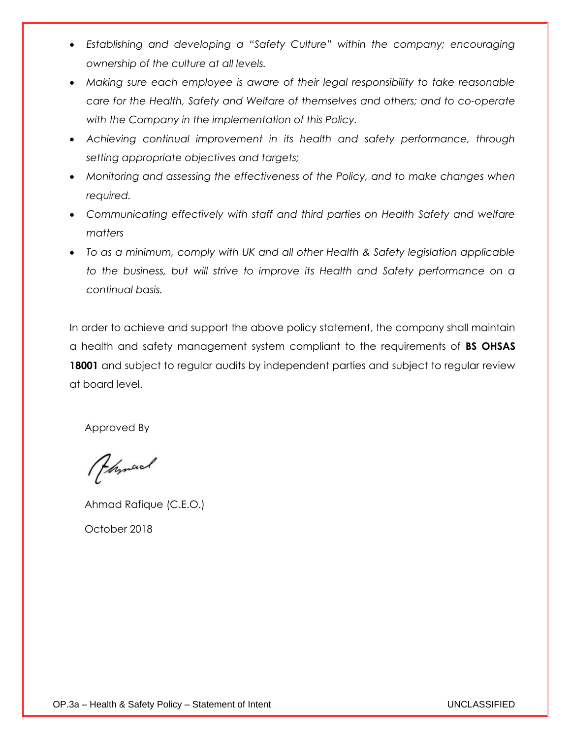- *Establishing and developing a "Safety Culture" within the company; encouraging ownership of the culture at all levels.*
- *Making sure each employee is aware of their legal responsibility to take reasonable care for the Health, Safety and Welfare of themselves and others; and to co-operate with the Company in the implementation of this Policy.*
- *Achieving continual improvement in its health and safety performance, through setting appropriate objectives and targets;*
- *Monitoring and assessing the effectiveness of the Policy, and to make changes when required.*
- *Communicating effectively with staff and third parties on Health Safety and welfare matters*
- *To as a minimum, comply with UK and all other Health & Safety legislation applicable to the business, but will strive to improve its Health and Safety performance on a continual basis.*

In order to achieve and support the above policy statement, the company shall maintain a health and safety management system compliant to the requirements of **BS OHSAS 18001** and subject to regular audits by independent parties and subject to regular review at board level.

Approved By

Ahmad Rafique (C.E.O.)

October 2018